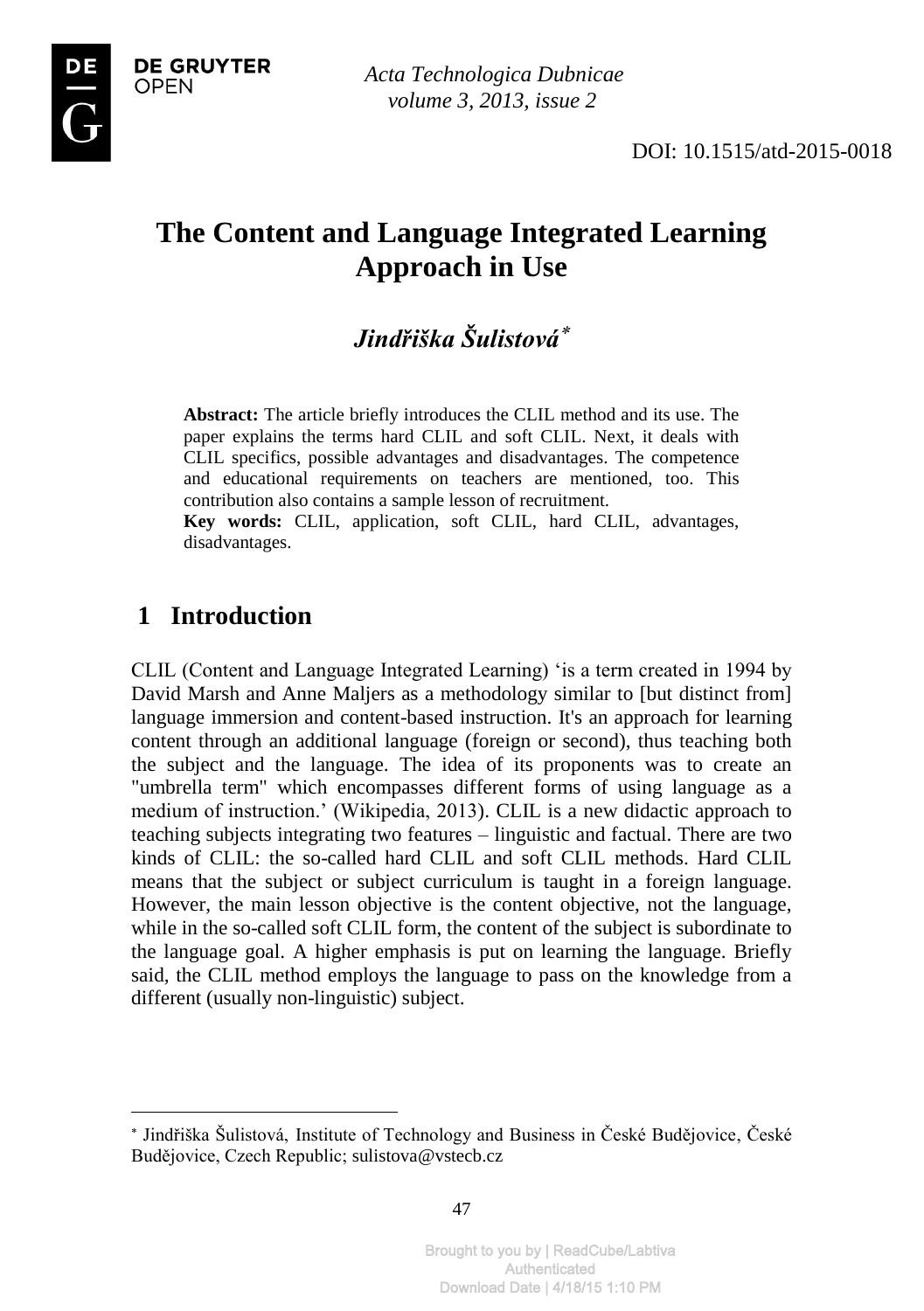# The Content and Language Integrated Learning Approach in Use

***Jindřiška Šulistová***[*]

**Abstract:** The article briefly introduces the CLIL method and its use. The paper explains the terms hard CLIL and soft CLIL. Next, it deals with CLIL specifics, possible advantages and disadvantages. The competence and educational requirements on teachers are mentioned, too. This contribution also contains a sample lesson of recruitment.

**Key words:** CLIL, application, soft CLIL, hard CLIL, advantages, disadvantages.

## 1 Introduction

CLIL (Content and Language Integrated Learning) 'is a term created in 1994 by David Marsh and Anne Maljers as a methodology similar to [but distinct from] language immersion and content-based instruction. It's an approach for learning content through an additional language (foreign or second), thus teaching both the subject and the language. The idea of its proponents was to create an "umbrella term" which encompasses different forms of using language as a medium of instruction.' (Wikipedia, 2013). CLIL is a new didactic approach to teaching subjects integrating two features – linguistic and factual. There are two kinds of CLIL: the so-called hard CLIL and soft CLIL methods. Hard CLIL means that the subject or subject curriculum is taught in a foreign language. However, the main lesson objective is the content objective, not the language, while in the so-called soft CLIL form, the content of the subject is subordinate to the language goal. A higher emphasis is put on learning the language. Briefly said, the CLIL method employs the language to pass on the knowledge from a different (usually non-linguistic) subject.

[*] Jindřiška Šulistová, Institute of Technology and Business in České Budějovice, České Budějovice, Czech Republic; sulistova@vstecb.cz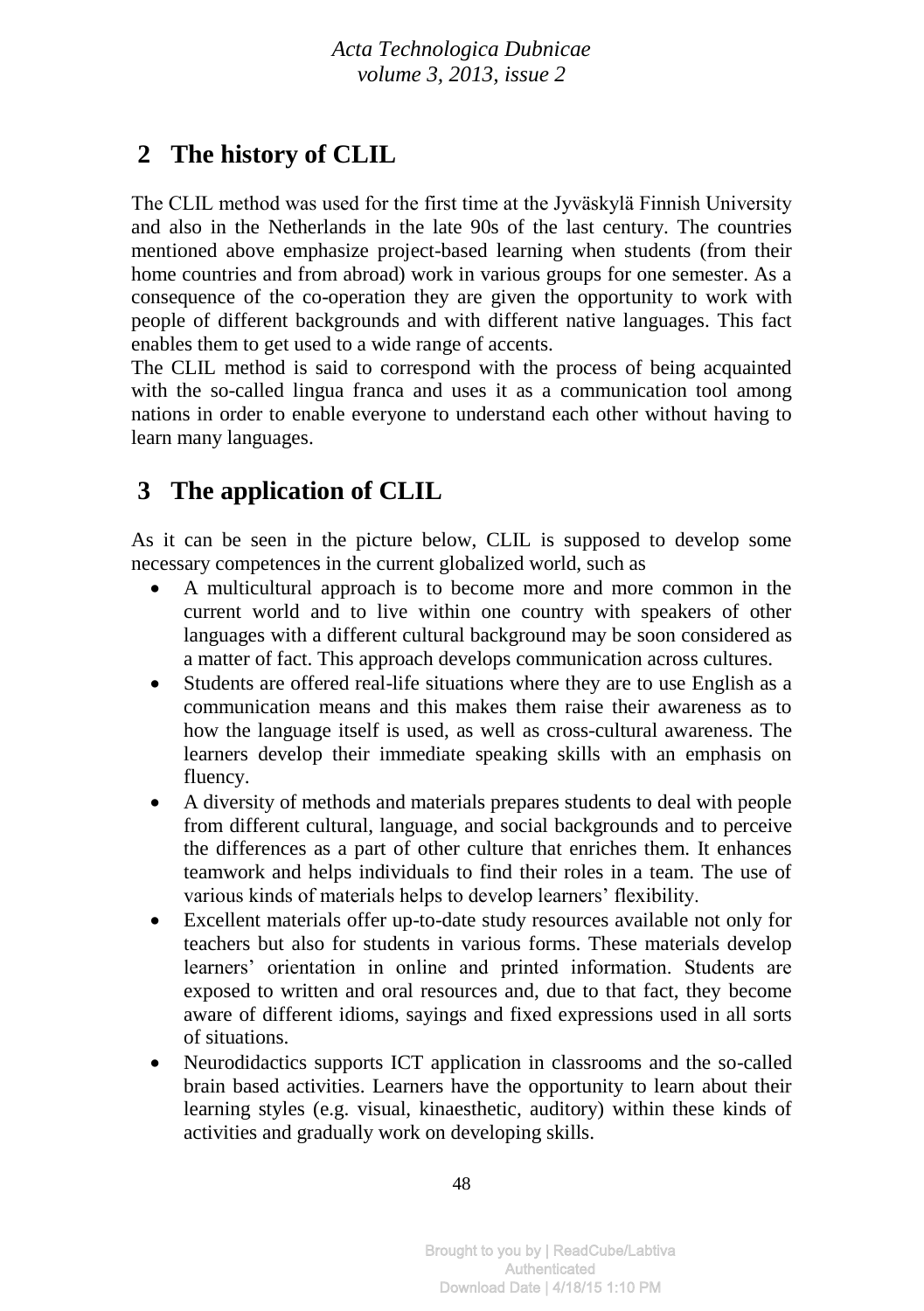## 2 The history of CLIL

The CLIL method was used for the first time at the Jyväskylä Finnish University and also in the Netherlands in the late 90s of the last century. The countries mentioned above emphasize project-based learning when students (from their home countries and from abroad) work in various groups for one semester. As a consequence of the co-operation they are given the opportunity to work with people of different backgrounds and with different native languages. This fact enables them to get used to a wide range of accents.

The CLIL method is said to correspond with the process of being acquainted with the so-called lingua franca and uses it as a communication tool among nations in order to enable everyone to understand each other without having to learn many languages.

## 3 The application of CLIL

As it can be seen in the picture below, CLIL is supposed to develop some necessary competences in the current globalized world, such as

- A multicultural approach is to become more and more common in the current world and to live within one country with speakers of other languages with a different cultural background may be soon considered as a matter of fact. This approach develops communication across cultures.
- Students are offered real-life situations where they are to use English as a communication means and this makes them raise their awareness as to how the language itself is used, as well as cross-cultural awareness. The learners develop their immediate speaking skills with an emphasis on fluency.
- A diversity of methods and materials prepares students to deal with people from different cultural, language, and social backgrounds and to perceive the differences as a part of other culture that enriches them. It enhances teamwork and helps individuals to find their roles in a team. The use of various kinds of materials helps to develop learners' flexibility.
- Excellent materials offer up-to-date study resources available not only for teachers but also for students in various forms. These materials develop learners' orientation in online and printed information. Students are exposed to written and oral resources and, due to that fact, they become aware of different idioms, sayings and fixed expressions used in all sorts of situations.
- Neurodidactics supports ICT application in classrooms and the so-called brain based activities. Learners have the opportunity to learn about their learning styles (e.g. visual, kinaesthetic, auditory) within these kinds of activities and gradually work on developing skills.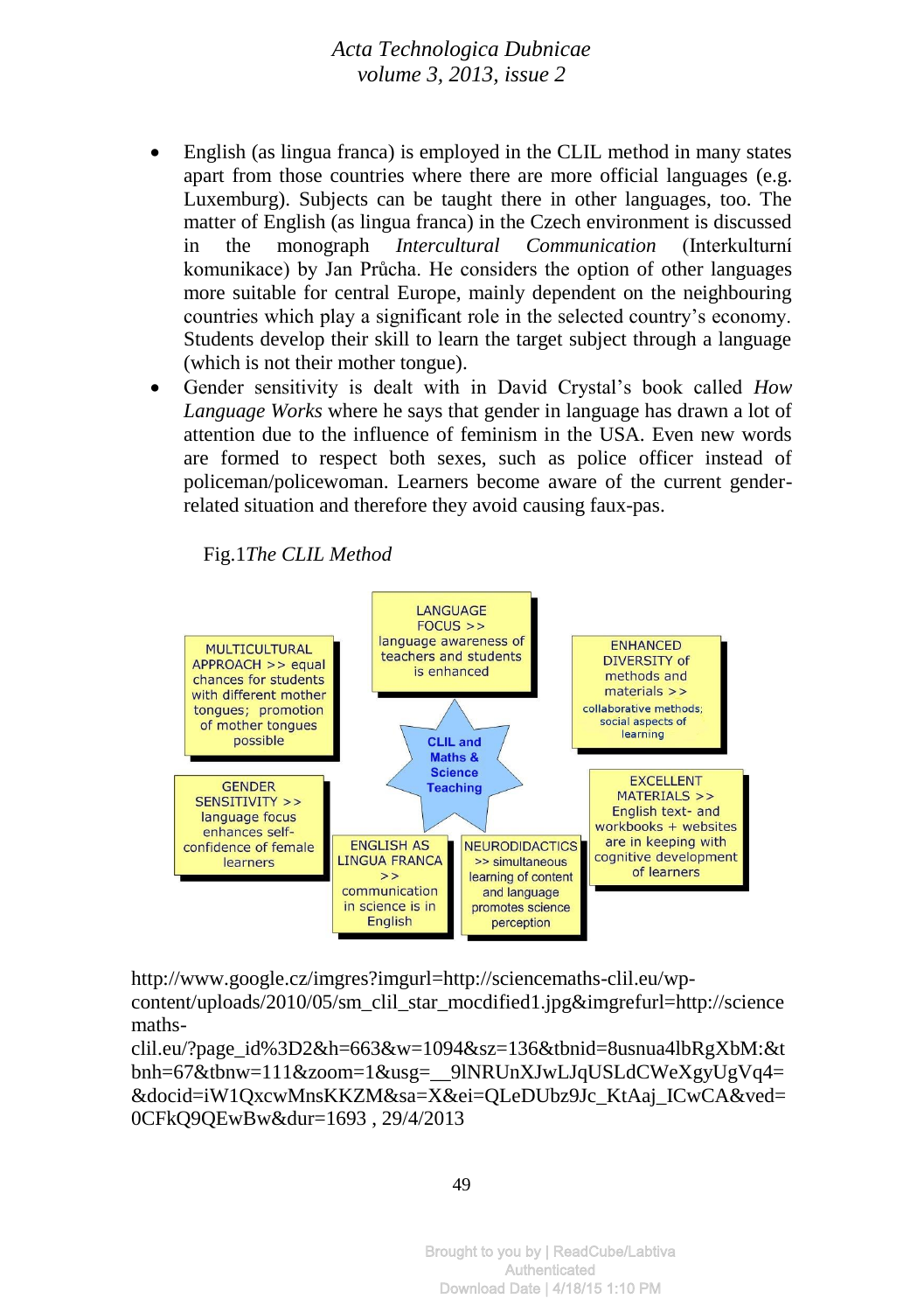- English (as lingua franca) is employed in the CLIL method in many states apart from those countries where there are more official languages (e.g. Luxemburg). Subjects can be taught there in other languages, too. The matter of English (as lingua franca) in the Czech environment is discussed in the monograph *Intercultural Communication* (Interkulturní komunikace) by Jan Průcha. He considers the option of other languages more suitable for central Europe, mainly dependent on the neighbouring countries which play a significant role in the selected country's economy. Students develop their skill to learn the target subject through a language (which is not their mother tongue).
- Gender sensitivity is dealt with in David Crystal's book called *How Language Works* where he says that gender in language has drawn a lot of attention due to the influence of feminism in the USA. Even new words are formed to respect both sexes, such as police officer instead of policeman/policewoman. Learners become aware of the current gender-related situation and therefore they avoid causing faux-pas.

Fig.1*The CLIL Method*

CLIL and Maths & Science Teaching

- LANGUAGE FOCUS >> language awareness of teachers and students is enhanced
- ENHANCED DIVERSITY of methods and materials >> collaborative methods; social aspects of learning
- EXCELLENT MATERIALS >> English text- and workbooks + websites are in keeping with cognitive development of learners
- NEURODIDACTICS >> simultaneous learning of content and language promotes science perception
- ENGLISH AS LINGUA FRANCA >> communication in science is in English
- GENDER SENSITIVITY >> language focus enhances self-confidence of female learners
- MULTICULTURAL APPROACH >> equal chances for students with different mother tongues; promotion of mother tongues possible

http://www.google.cz/imgres?imgurl=http://sciencemaths-clil.eu/wp-content/uploads/2010/05/sm_clil_star_mocdified1.jpg&imgrefurl=http://sciencemaths-clil.eu/?page_id%3D2&h=663&w=1094&sz=136&tbnid=8usnua4lbRgXbM:&tbnh=67&tbnw=111&zoom=1&usg=__9lNRUnXJwLJqUSLdCWeXgyUgVq4=&docid=iW1QxcwMnsKKZM&sa=X&ei=QLeDUbz9Jc_KtAaj_ICwCA&ved=0CFkQ9QEwBw&dur=1693 , 29/4/2013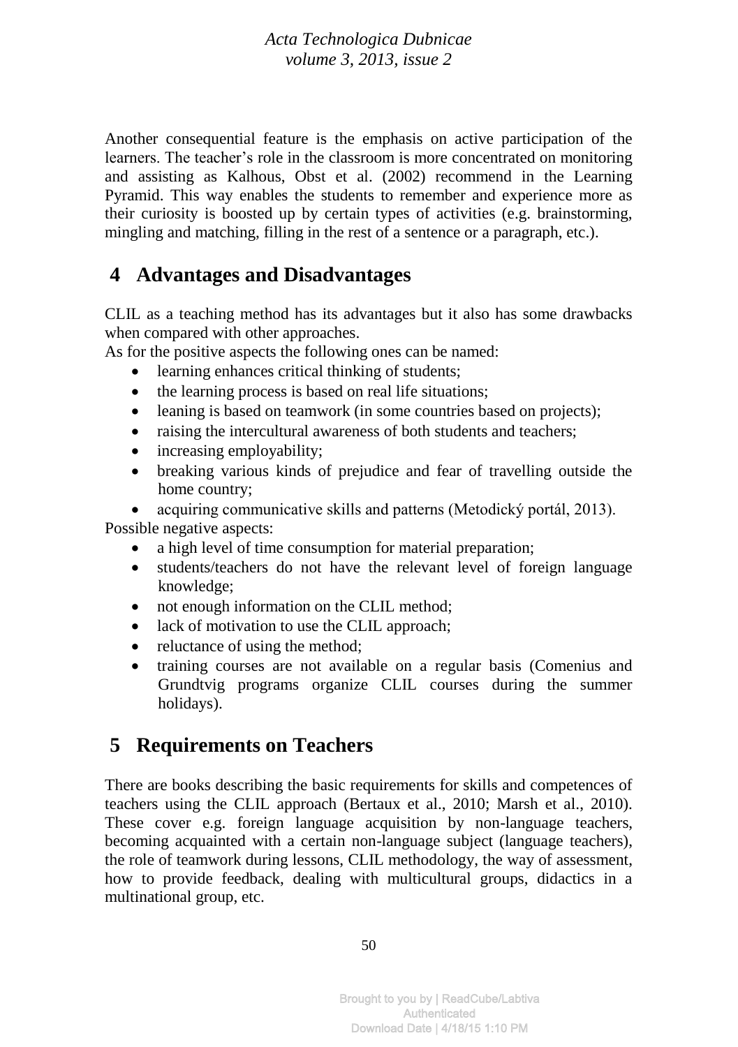Another consequential feature is the emphasis on active participation of the learners. The teacher's role in the classroom is more concentrated on monitoring and assisting as Kalhous, Obst et al. (2002) recommend in the Learning Pyramid. This way enables the students to remember and experience more as their curiosity is boosted up by certain types of activities (e.g. brainstorming, mingling and matching, filling in the rest of a sentence or a paragraph, etc.).

## 4 Advantages and Disadvantages

CLIL as a teaching method has its advantages but it also has some drawbacks when compared with other approaches.
As for the positive aspects the following ones can be named:

- learning enhances critical thinking of students;
- the learning process is based on real life situations;
- leaning is based on teamwork (in some countries based on projects);
- raising the intercultural awareness of both students and teachers;
- increasing employability;
- breaking various kinds of prejudice and fear of travelling outside the home country;
- acquiring communicative skills and patterns (Metodický portál, 2013).

Possible negative aspects:

- a high level of time consumption for material preparation;
- students/teachers do not have the relevant level of foreign language knowledge;
- not enough information on the CLIL method;
- lack of motivation to use the CLIL approach;
- reluctance of using the method;
- training courses are not available on a regular basis (Comenius and Grundtvig programs organize CLIL courses during the summer holidays).

## 5 Requirements on Teachers

There are books describing the basic requirements for skills and competences of teachers using the CLIL approach (Bertaux et al., 2010; Marsh et al., 2010). These cover e.g. foreign language acquisition by non-language teachers, becoming acquainted with a certain non-language subject (language teachers), the role of teamwork during lessons, CLIL methodology, the way of assessment, how to provide feedback, dealing with multicultural groups, didactics in a multinational group, etc.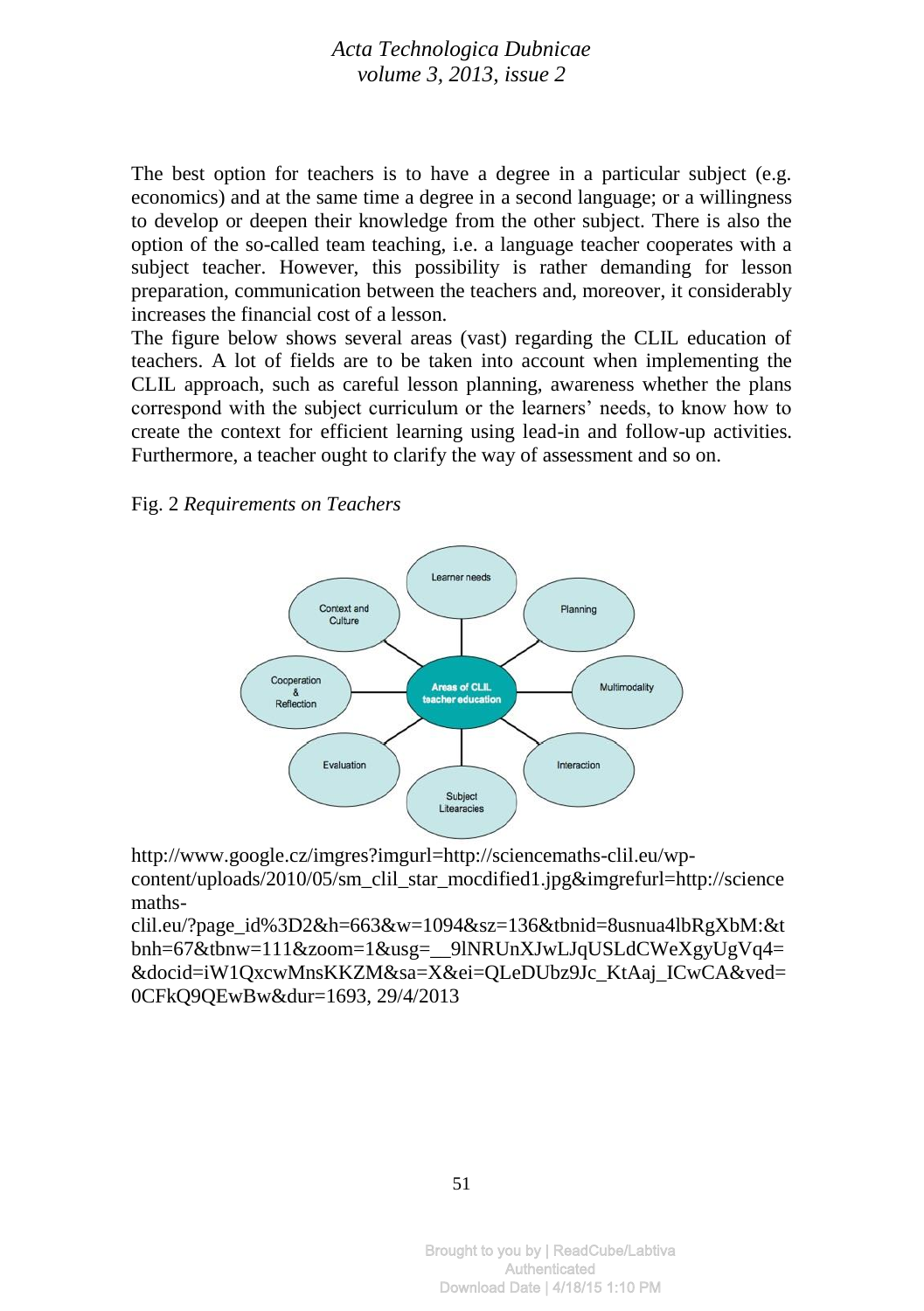The best option for teachers is to have a degree in a particular subject (e.g. economics) and at the same time a degree in a second language; or a willingness to develop or deepen their knowledge from the other subject. There is also the option of the so-called team teaching, i.e. a language teacher cooperates with a subject teacher. However, this possibility is rather demanding for lesson preparation, communication between the teachers and, moreover, it considerably increases the financial cost of a lesson.

The figure below shows several areas (vast) regarding the CLIL education of teachers. A lot of fields are to be taken into account when implementing the CLIL approach, such as careful lesson planning, awareness whether the plans correspond with the subject curriculum or the learners' needs, to know how to create the context for efficient learning using lead-in and follow-up activities. Furthermore, a teacher ought to clarify the way of assessment and so on.

Fig. 2 *Requirements on Teachers*

Areas of CLIL teacher education: Learner needs, Planning, Multimodality, Interaction, Subject Litearacies, Evaluation, Cooperation & Reflection, Context and Culture

http://www.google.cz/imgres?imgurl=http://sciencemaths-clil.eu/wp-content/uploads/2010/05/sm_clil_star_mocdified1.jpg&imgrefurl=http://sciencemaths-clil.eu/?page_id%3D2&h=663&w=1094&sz=136&tbnid=8usnua4lbRgXbM:&tbnh=67&tbnw=111&zoom=1&usg=__9lNRUnXJwLJqUSLdCWeXgyUgVq4=&docid=iW1QxcwMnsKKZM&sa=X&ei=QLeDUbz9Jc_KtAaj_ICwCA&ved=0CFkQ9QEwBw&dur=1693, 29/4/2013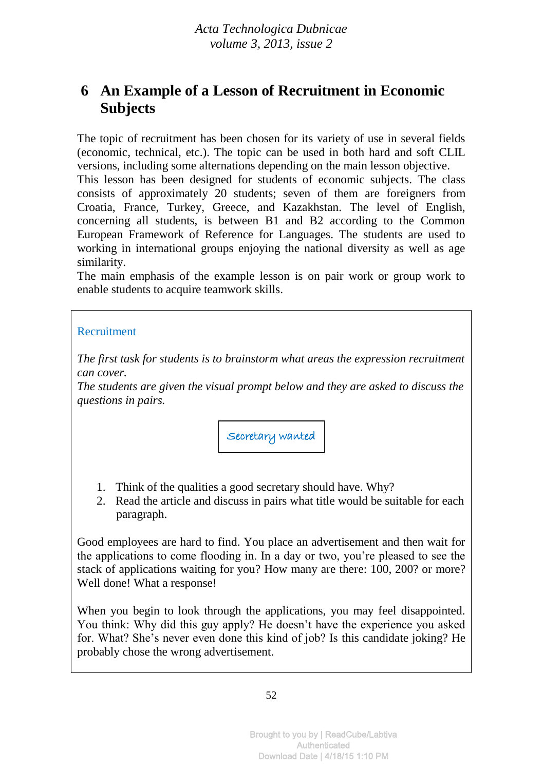## 6 An Example of a Lesson of Recruitment in Economic Subjects

The topic of recruitment has been chosen for its variety of use in several fields (economic, technical, etc.). The topic can be used in both hard and soft CLIL versions, including some alternations depending on the main lesson objective.
This lesson has been designed for students of economic subjects. The class consists of approximately 20 students; seven of them are foreigners from Croatia, France, Turkey, Greece, and Kazakhstan. The level of English, concerning all students, is between B1 and B2 according to the Common European Framework of Reference for Languages. The students are used to working in international groups enjoying the national diversity as well as age similarity.
The main emphasis of the example lesson is on pair work or group work to enable students to acquire teamwork skills.

---

Recruitment

*The first task for students is to brainstorm what areas the expression recruitment can cover.*
*The students are given the visual prompt below and they are asked to discuss the questions in pairs.*

| Secretary wanted |
|---|

1. Think of the qualities a good secretary should have. Why?
2. Read the article and discuss in pairs what title would be suitable for each paragraph.

Good employees are hard to find. You place an advertisement and then wait for the applications to come flooding in. In a day or two, you're pleased to see the stack of applications waiting for you? How many are there: 100, 200? or more? Well done! What a response!

When you begin to look through the applications, you may feel disappointed. You think: Why did this guy apply? He doesn't have the experience you asked for. What? She's never even done this kind of job? Is this candidate joking? He probably chose the wrong advertisement.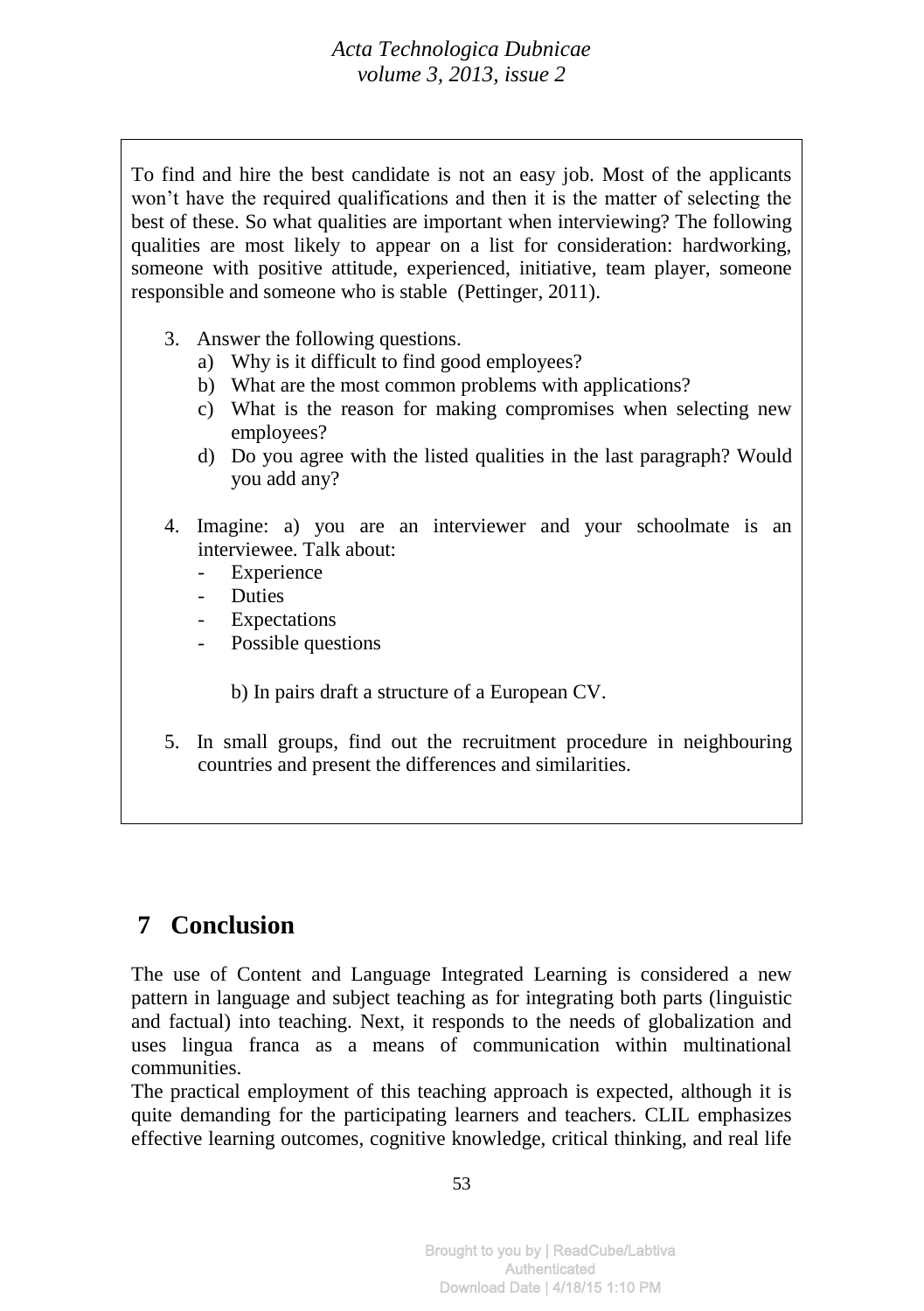To find and hire the best candidate is not an easy job. Most of the applicants won't have the required qualifications and then it is the matter of selecting the best of these. So what qualities are important when interviewing? The following qualities are most likely to appear on a list for consideration: hardworking, someone with positive attitude, experienced, initiative, team player, someone responsible and someone who is stable (Pettinger, 2011).

3. Answer the following questions.
   a) Why is it difficult to find good employees?
   b) What are the most common problems with applications?
   c) What is the reason for making compromises when selecting new employees?
   d) Do you agree with the listed qualities in the last paragraph? Would you add any?

4. Imagine: a) you are an interviewer and your schoolmate is an interviewee. Talk about:
   - Experience
   - Duties
   - Expectations
   - Possible questions

   b) In pairs draft a structure of a European CV.

5. In small groups, find out the recruitment procedure in neighbouring countries and present the differences and similarities.

## 7 Conclusion

The use of Content and Language Integrated Learning is considered a new pattern in language and subject teaching as for integrating both parts (linguistic and factual) into teaching. Next, it responds to the needs of globalization and uses lingua franca as a means of communication within multinational communities.

The practical employment of this teaching approach is expected, although it is quite demanding for the participating learners and teachers. CLIL emphasizes effective learning outcomes, cognitive knowledge, critical thinking, and real life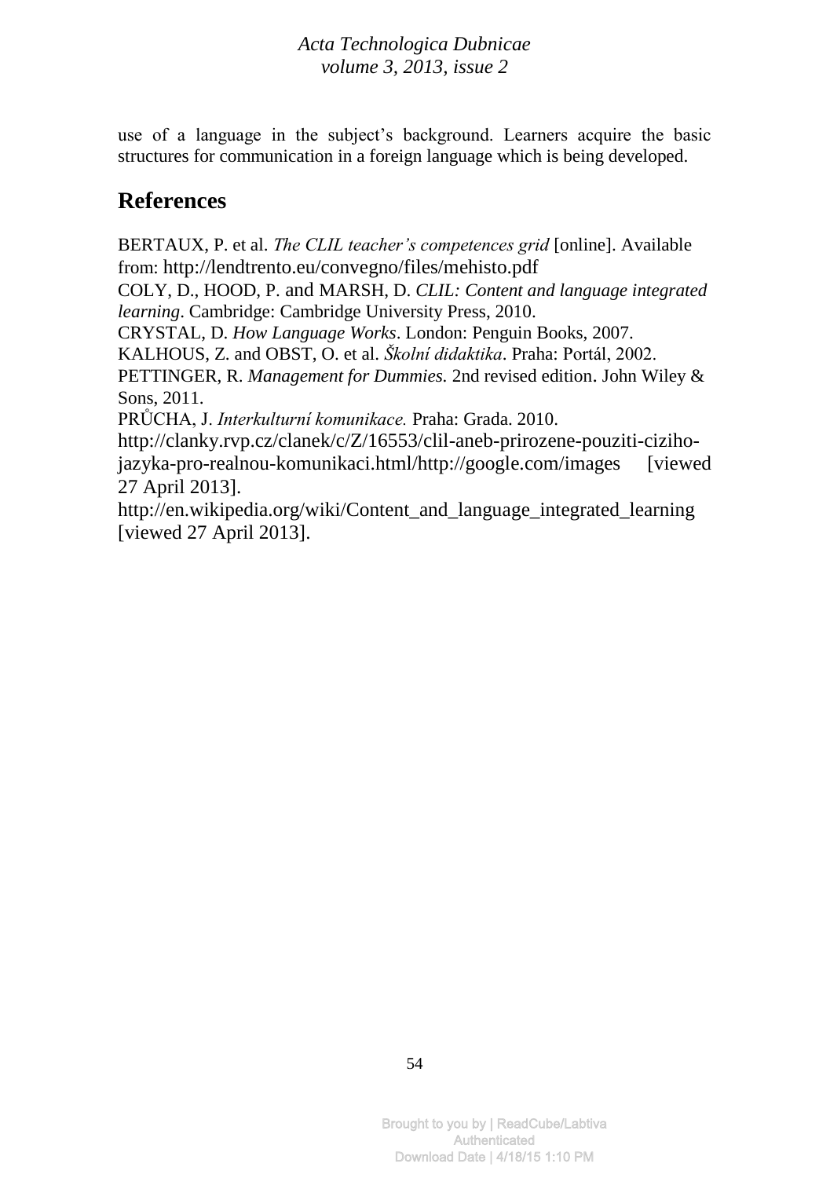use of a language in the subject's background. Learners acquire the basic structures for communication in a foreign language which is being developed.

## References

BERTAUX, P. et al. *The CLIL teacher's competences grid* [online]. Available from: http://lendtrento.eu/convegno/files/mehisto.pdf

COLY, D., HOOD, P. and MARSH, D. *CLIL: Content and language integrated learning*. Cambridge: Cambridge University Press, 2010.

CRYSTAL, D. *How Language Works*. London: Penguin Books, 2007.

KALHOUS, Z. and OBST, O. et al. *Školní didaktika*. Praha: Portál, 2002.

PETTINGER, R. *Management for Dummies.* 2nd revised edition. John Wiley & Sons, 2011.

PRŮCHA, J. *Interkulturní komunikace.* Praha: Grada. 2010.

http://clanky.rvp.cz/clanek/c/Z/16553/clil-aneb-prirozene-pouziti-ciziho-jazyka-pro-realnou-komunikaci.html/http://google.com/images [viewed 27 April 2013].

http://en.wikipedia.org/wiki/Content_and_language_integrated_learning [viewed 27 April 2013].